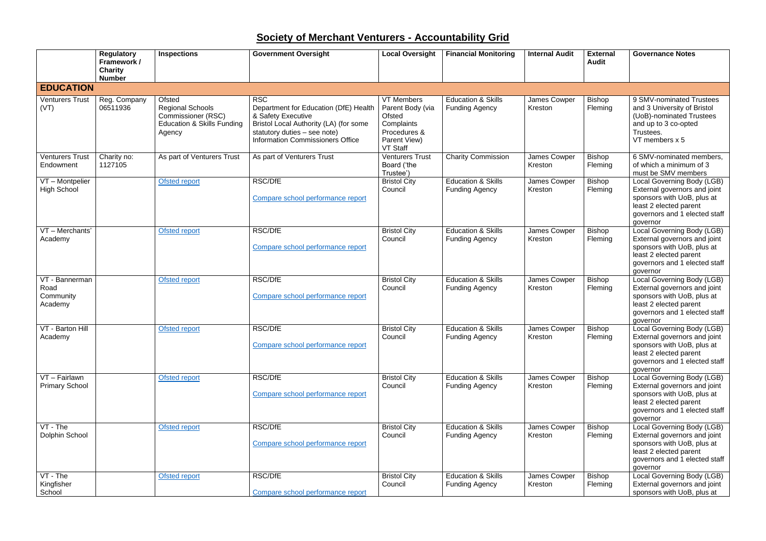# Society of Merchant Venturers - Accountability Grid

| | Regulatory Framework / Charity Number | Inspections | Government Oversight | Local Oversight | Financial Monitoring | Internal Audit | External Audit | Governance Notes |
|---|---|---|---|---|---|---|---|---|
| **EDUCATION** | | | | | | | | |
| Venturers Trust (VT) | Reg. Company 06511936 | Ofsted<br>Regional Schools Commissioner (RSC)<br>Education & Skills Funding Agency | RSC<br>Department for Education (DfE) Health & Safety Executive<br>Bristol Local Authority (LA) (for some statutory duties – see note)<br>Information Commissioners Office | VT Members<br>Parent Body (via Ofsted Complaints Procedures & Parent View)<br>VT Staff | Education & Skills Funding Agency | James Cowper Kreston | Bishop Fleming | 9 SMV-nominated Trustees and 3 University of Bristol (UoB)-nominated Trustees and up to 3 co-opted Trustees.<br>VT members x 5 |
| Venturers Trust Endowment | Charity no: 1127105 | As part of Venturers Trust | As part of Venturers Trust | Venturers Trust Board ('the Trustee') | Charity Commission | James Cowper Kreston | Bishop Fleming | 6 SMV-nominated members, of which a minimum of 3 must be SMV members |
| VT – Montpelier High School | | Ofsted report | RSC/DfE<br>Compare school performance report | Bristol City Council | Education & Skills Funding Agency | James Cowper Kreston | Bishop Fleming | Local Governing Body (LGB) External governors and joint sponsors with UoB, plus at least 2 elected parent governors and 1 elected staff governor |
| VT – Merchants' Academy | | Ofsted report | RSC/DfE<br>Compare school performance report | Bristol City Council | Education & Skills Funding Agency | James Cowper Kreston | Bishop Fleming | Local Governing Body (LGB) External governors and joint sponsors with UoB, plus at least 2 elected parent governors and 1 elected staff governor |
| VT - Bannerman Road Community Academy | | Ofsted report | RSC/DfE<br>Compare school performance report | Bristol City Council | Education & Skills Funding Agency | James Cowper Kreston | Bishop Fleming | Local Governing Body (LGB) External governors and joint sponsors with UoB, plus at least 2 elected parent governors and 1 elected staff governor |
| VT - Barton Hill Academy | | Ofsted report | RSC/DfE<br>Compare school performance report | Bristol City Council | Education & Skills Funding Agency | James Cowper Kreston | Bishop Fleming | Local Governing Body (LGB) External governors and joint sponsors with UoB, plus at least 2 elected parent governors and 1 elected staff governor |
| VT – Fairlawn Primary School | | Ofsted report | RSC/DfE<br>Compare school performance report | Bristol City Council | Education & Skills Funding Agency | James Cowper Kreston | Bishop Fleming | Local Governing Body (LGB) External governors and joint sponsors with UoB, plus at least 2 elected parent governors and 1 elected staff governor |
| VT - The Dolphin School | | Ofsted report | RSC/DfE<br>Compare school performance report | Bristol City Council | Education & Skills Funding Agency | James Cowper Kreston | Bishop Fleming | Local Governing Body (LGB) External governors and joint sponsors with UoB, plus at least 2 elected parent governors and 1 elected staff governor |
| VT - The Kingfisher School | | Ofsted report | RSC/DfE<br>Compare school performance report | Bristol City Council | Education & Skills Funding Agency | James Cowper Kreston | Bishop Fleming | Local Governing Body (LGB) External governors and joint sponsors with UoB, plus at |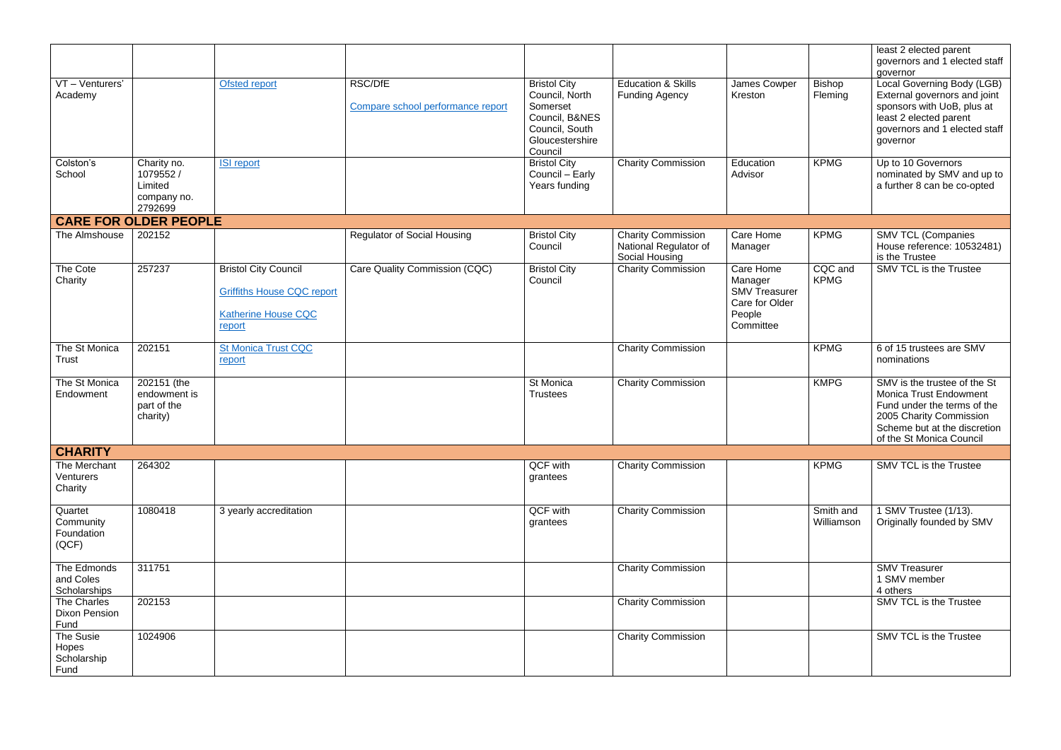| | | | | | | | | least 2 elected parent governors and 1 elected staff governor |
|---|---|---|---|---|---|---|---|---|
| VT – Venturers' Academy | | Ofsted report | RSC/DfE<br><br>Compare school performance report | Bristol City Council, North Somerset Council, B&NES Council, South Gloucestershire Council | Education & Skills Funding Agency | James Cowper Kreston | Bishop Fleming | Local Governing Body (LGB) External governors and joint sponsors with UoB, plus at least 2 elected parent governors and 1 elected staff governor |
| Colston's School | Charity no. 1079552 / Limited company no. 2792699 | ISI report | | Bristol City Council – Early Years funding | Charity Commission | Education Advisor | KPMG | Up to 10 Governors nominated by SMV and up to a further 8 can be co-opted |
| **CARE FOR OLDER PEOPLE** | | | | | | | | |
| The Almshouse | 202152 | | Regulator of Social Housing | Bristol City Council | Charity Commission National Regulator of Social Housing | Care Home Manager | KPMG | SMV TCL (Companies House reference: 10532481) is the Trustee |
| The Cote Charity | 257237 | Bristol City Council<br><br>Griffiths House CQC report<br><br>Katherine House CQC report | Care Quality Commission (CQC) | Bristol City Council | Charity Commission | Care Home Manager SMV Treasurer Care for Older People Committee | CQC and KPMG | SMV TCL is the Trustee |
| The St Monica Trust | 202151 | St Monica Trust CQC report | | | Charity Commission | | KPMG | 6 of 15 trustees are SMV nominations |
| The St Monica Endowment | 202151 (the endowment is part of the charity) | | | St Monica Trustees | Charity Commission | | KMPG | SMV is the trustee of the St Monica Trust Endowment Fund under the terms of the 2005 Charity Commission Scheme but at the discretion of the St Monica Council |
| **CHARITY** | | | | | | | | |
| The Merchant Venturers Charity | 264302 | | | QCF with grantees | Charity Commission | | KPMG | SMV TCL is the Trustee |
| Quartet Community Foundation (QCF) | 1080418 | 3 yearly accreditation | | QCF with grantees | Charity Commission | | Smith and Williamson | 1 SMV Trustee (1/13). Originally founded by SMV |
| The Edmonds and Coles Scholarships | 311751 | | | | Charity Commission | | | SMV Treasurer<br>1 SMV member<br>4 others |
| The Charles Dixon Pension Fund | 202153 | | | | Charity Commission | | | SMV TCL is the Trustee |
| The Susie Hopes Scholarship Fund | 1024906 | | | | Charity Commission | | | SMV TCL is the Trustee |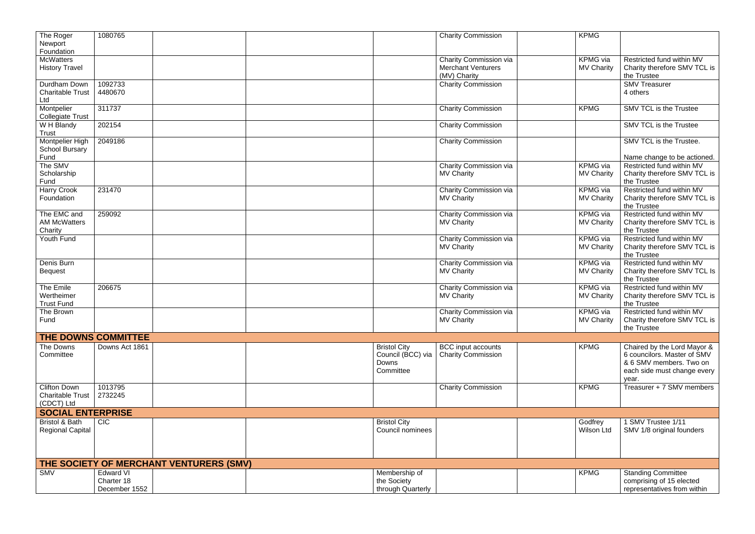| | | | | | | | | |
|---|---|---|---|---|---|---|---|---|
| The Roger Newport Foundation | 1080765 | | | | Charity Commission | | KPMG | |
| McWatters History Travel | | | | | Charity Commission via Merchant Venturers (MV) Charity | | KPMG via MV Charity | Restricted fund within MV Charity therefore SMV TCL is the Trustee |
| Durdham Down Charitable Trust Ltd | 1092733 4480670 | | | | Charity Commission | | | SMV Treasurer 4 others |
| Montpelier Collegiate Trust | 311737 | | | | Charity Commission | | KPMG | SMV TCL is the Trustee |
| W H Blandy Trust | 202154 | | | | Charity Commission | | | SMV TCL is the Trustee |
| Montpelier High School Bursary Fund | 2049186 | | | | Charity Commission | | | SMV TCL is the Trustee. Name change to be actioned. |
| The SMV Scholarship Fund | | | | | Charity Commission via MV Charity | | KPMG via MV Charity | Restricted fund within MV Charity therefore SMV TCL is the Trustee |
| Harry Crook Foundation | 231470 | | | | Charity Commission via MV Charity | | KPMG via MV Charity | Restricted fund within MV Charity therefore SMV TCL is the Trustee |
| The EMC and AM McWatters Charity | 259092 | | | | Charity Commission via MV Charity | | KPMG via MV Charity | Restricted fund within MV Charity therefore SMV TCL is the Trustee |
| Youth Fund | | | | | Charity Commission via MV Charity | | KPMG via MV Charity | Restricted fund within MV Charity therefore SMV TCL is the Trustee |
| Denis Burn Bequest | | | | | Charity Commission via MV Charity | | KPMG via MV Charity | Restricted fund within MV Charity therefore SMV TCL Is the Trustee |
| The Emile Wertheimer Trust Fund | 206675 | | | | Charity Commission via MV Charity | | KPMG via MV Charity | Restricted fund within MV Charity therefore SMV TCL is the Trustee |
| The Brown Fund | | | | | Charity Commission via MV Charity | | KPMG via MV Charity | Restricted fund within MV Charity therefore SMV TCL is the Trustee |
| **THE DOWNS COMMITTEE** | | | | | | | | |
| The Downs Committee | Downs Act 1861 | | | Bristol City Council (BCC) via Downs Committee | BCC input accounts Charity Commission | | KPMG | Chaired by the Lord Mayor & 6 councilors. Master of SMV & 6 SMV members. Two on each side must change every year. |
| Clifton Down Charitable Trust (CDCT) Ltd | 1013795 2732245 | | | | Charity Commission | | KPMG | Treasurer + 7 SMV members |
| **SOCIAL ENTERPRISE** | | | | | | | | |
| Bristol & Bath Regional Capital | CIC | | | Bristol City Council nominees | | | Godfrey Wilson Ltd | 1 SMV Trustee 1/11 SMV 1/8 original founders |
| **THE SOCIETY OF MERCHANT VENTURERS (SMV)** | | | | | | | | |
| SMV | Edward VI Charter 18 December 1552 | | | Membership of the Society through Quarterly | | | KPMG | Standing Committee comprising of 15 elected representatives from within |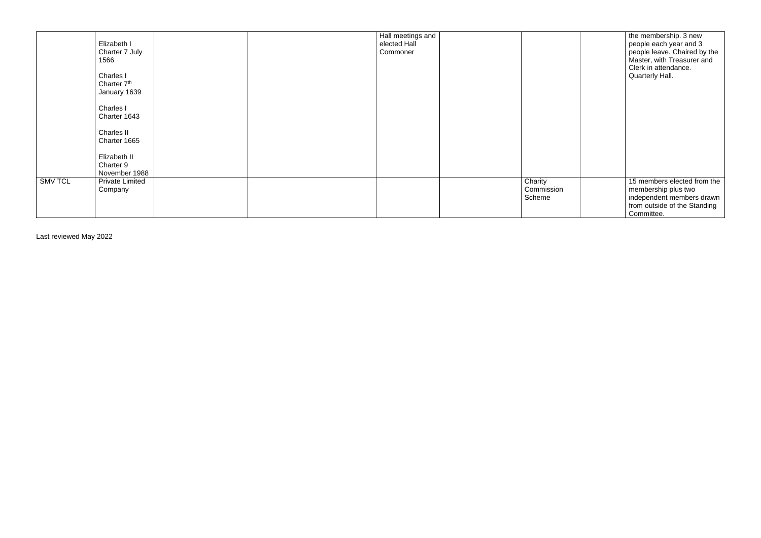| | | | | | | | | |
|---|---|---|---|---|---|---|---|---|
| | Elizabeth I Charter 7 July 1566<br><br>Charles I Charter 7th January 1639<br><br>Charles I Charter 1643<br><br>Charles II Charter 1665<br><br>Elizabeth II Charter 9 November 1988 | | | Hall meetings and elected Hall Commoner | | | | the membership. 3 new people each year and 3 people leave. Chaired by the Master, with Treasurer and Clerk in attendance. Quarterly Hall. |
| SMV TCL | Private Limited Company | | | | | Charity Commission Scheme | | 15 members elected from the membership plus two independent members drawn from outside of the Standing Committee. |

Last reviewed May 2022